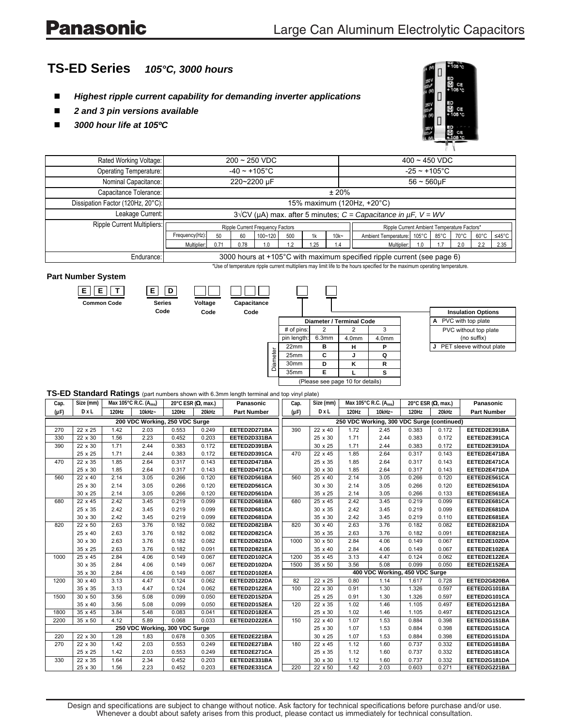# Panasonic

## Large Can Aluminum Electrolytic Capacitors

## TS-ED Series *105°C, 3000 hours*

- ***Highest ripple current capability for demanding inverter applications***
- ***2 and 3 pin versions available***
- ***3000 hour life at 105ºC***

| | 200 ~ 250 VDC | 400 ~ 450 VDC |
|---|---|---|
| Rated Working Voltage: | 200 ~ 250 VDC | 400 ~ 450 VDC |
| Operating Temperature: | -40 ~ +105°C | -25 ~ +105°C |
| Nominal Capacitance: | 220~2200 µF | 56 ~ 560µF |
| Capacitance Tolerance: | ± 20% | |
| Dissipation Factor (120Hz, 20°C): | 15% maximum (120Hz, +20°C) | |
| Leakage Current: | 3√CV (µA) max. after 5 minutes; *C = Capacitance in µF, V = WV* | |
| Ripple Current Multipliers: | see tables below | |
| Endurance: | 3000 hours at +105°C with maximum specified ripple current (see page 6) | |

**Ripple Current Frequency Factors**

| Frequency(Hz): | 50 | 60 | 100~120 | 500 | 1k | 10k~ |
|---|---|---|---|---|---|---|
| Multiplier: | 0.71 | 0.78 | 1.0 | 1.2 | 1.25 | 1.4 |

**Ripple Current Ambient Temperature Factors***

| Ambient Temperature: | 105°C | 85°C | 70°C | 60°C | ≤45°C |
|---|---|---|---|---|---|
| Multiplier: | 1.0 | 1.7 | 2.0 | 2.2 | 2.35 |

*Use of temperature ripple current multipliers may limit life to the hours specified for the maximum operating temperature.

### Part Number System

E E T (Common Code) — E D (Series Code) — □□ (Voltage Code) — □□□ (Capacitance Code) — □ (Diameter / Terminal Code) — □ (Insulation Options)

**Diameter / Terminal Code**

| | # of pins: | 2 | 2 | 3 |
|---|---|---|---|---|
| | pin length: | 6.3mm | 4.0mm | 4.0mm |
| Diameter | 22mm | B | H | P |
| | 25mm | C | J | Q |
| | 30mm | D | K | R |
| | 35mm | E | L | S |

(Please see page 10 for details)

**Insulation Options**

| Code | Option |
|---|---|
| A | PVC with top plate |
| (no suffix) | PVC without top plate |
| J | PET sleeve without plate |

### TS-ED Standard Ratings (part numbers shown with 6.3mm length terminal and top vinyl plate)

| Cap. (µF) | Size (mm) D x L | Max 105°C R.C. ($A_{rms}$) 120Hz | Max 105°C R.C. ($A_{rms}$) 10kHz~ | 20°C ESR (Ω, max.) 120Hz | 20°C ESR (Ω, max.) 20kHz | Panasonic Part Number |
|---|---|---|---|---|---|---|
| **200 VDC Working, 250 VDC Surge** | | | | | | |
| 270 | 22 x 25 | 1.42 | 2.03 | 0.553 | 0.249 | EETED2D271BA |
| 330 | 22 x 30 | 1.56 | 2.23 | 0.452 | 0.203 | EETED2D331BA |
| 390 | 22 x 30 | 1.71 | 2.44 | 0.383 | 0.172 | EETED2D391BA |
| | 25 x 25 | 1.71 | 2.44 | 0.383 | 0.172 | EETED2D391CA |
| 470 | 22 x 35 | 1.85 | 2.64 | 0.317 | 0.143 | EETED2D471BA |
| | 25 x 30 | 1.85 | 2.64 | 0.317 | 0.143 | EETED2D471CA |
| 560 | 22 x 40 | 2.14 | 3.05 | 0.266 | 0.120 | EETED2D561BA |
| | 25 x 30 | 2.14 | 3.05 | 0.266 | 0.120 | EETED2D561CA |
| | 30 x 25 | 2.14 | 3.05 | 0.266 | 0.120 | EETED2D561DA |
| 680 | 22 x 45 | 2.42 | 3.45 | 0.219 | 0.099 | EETED2D681BA |
| | 25 x 35 | 2.42 | 3.45 | 0.219 | 0.099 | EETED2D681CA |
| | 30 x 30 | 2.42 | 3.45 | 0.219 | 0.099 | EETED2D681DA |
| 820 | 22 x 50 | 2.63 | 3.76 | 0.182 | 0.082 | EETED2D821BA |
| | 25 x 40 | 2.63 | 3.76 | 0.182 | 0.082 | EETED2D821CA |
| | 30 x 30 | 2.63 | 3.76 | 0.182 | 0.082 | EETED2D821DA |
| | 35 x 25 | 2.63 | 3.76 | 0.182 | 0.091 | EETED2D821EA |
| 1000 | 25 x 45 | 2.84 | 4.06 | 0.149 | 0.067 | EETED2D102CA |
| | 30 x 35 | 2.84 | 4.06 | 0.149 | 0.067 | EETED2D102DA |
| | 35 x 30 | 2.84 | 4.06 | 0.149 | 0.067 | EETED2D102EA |
| 1200 | 30 x 40 | 3.13 | 4.47 | 0.124 | 0.062 | EETED2D122DA |
| | 35 x 35 | 3.13 | 4.47 | 0.124 | 0.062 | EETED2D122EA |
| 1500 | 30 x 50 | 3.56 | 5.08 | 0.099 | 0.050 | EETED2D152DA |
| | 35 x 40 | 3.56 | 5.08 | 0.099 | 0.050 | EETED2D152EA |
| 1800 | 35 x 45 | 3.84 | 5.48 | 0.083 | 0.041 | EETED2D182EA |
| 2200 | 35 x 50 | 4.12 | 5.89 | 0.068 | 0.033 | EETED2D222EA |
| **250 VDC Working, 300 VDC Surge** | | | | | | |
| 220 | 22 x 30 | 1.28 | 1.83 | 0.678 | 0.305 | EETED2E221BA |
| 270 | 22 x 30 | 1.42 | 2.03 | 0.553 | 0.249 | EETED2E271BA |
| | 25 x 25 | 1.42 | 2.03 | 0.553 | 0.249 | EETED2E271CA |
| 330 | 22 x 35 | 1.64 | 2.34 | 0.452 | 0.203 | EETED2E331BA |
| | 25 x 30 | 1.56 | 2.23 | 0.452 | 0.203 | EETED2E331CA |
| **250 VDC Working, 300 VDC Surge (continued)** | | | | | | |
| 390 | 22 x 40 | 1.72 | 2.45 | 0.383 | 0.172 | EETED2E391BA |
| | 25 x 30 | 1.71 | 2.44 | 0.383 | 0.172 | EETED2E391CA |
| | 30 x 25 | 1.71 | 2.44 | 0.383 | 0.172 | EETED2E391DA |
| 470 | 22 x 45 | 1.85 | 2.64 | 0.317 | 0.143 | EETED2E471BA |
| | 25 x 35 | 1.85 | 2.64 | 0.317 | 0.143 | EETED2E471CA |
| | 30 x 30 | 1.85 | 2.64 | 0.317 | 0.143 | EETED2E471DA |
| 560 | 25 x 40 | 2.14 | 3.05 | 0.266 | 0.120 | EETED2E561CA |
| | 30 x 30 | 2.14 | 3.05 | 0.266 | 0.120 | EETED2E561DA |
| | 35 x 25 | 2.14 | 3.05 | 0.266 | 0.133 | EETED2E561EA |
| 680 | 25 x 45 | 2.42 | 3.45 | 0.219 | 0.099 | EETED2E681CA |
| | 30 x 35 | 2.42 | 3.45 | 0.219 | 0.099 | EETED2E681DA |
| | 35 x 30 | 2.42 | 3.45 | 0.219 | 0.110 | EETED2E681EA |
| 820 | 30 x 40 | 2.63 | 3.76 | 0.182 | 0.082 | EETED2E821DA |
| | 35 x 35 | 2.63 | 3.76 | 0.182 | 0.091 | EETED2E821EA |
| 1000 | 30 x 50 | 2.84 | 4.06 | 0.149 | 0.067 | EETED2E102DA |
| | 35 x 40 | 2.84 | 4.06 | 0.149 | 0.067 | EETED2E102EA |
| 1200 | 35 x 45 | 3.13 | 4.47 | 0.124 | 0.062 | EETED2E122EA |
| 1500 | 35 x 50 | 3.56 | 5.08 | 0.099 | 0.050 | EETED2E152EA |
| **400 VDC Working, 450 VDC Surge** | | | | | | |
| 82 | 22 x 25 | 0.80 | 1.14 | 1.617 | 0.728 | EETED2G820BA |
| 100 | 22 x 30 | 0.91 | 1.30 | 1.326 | 0.597 | EETED2G101BA |
| | 25 x 25 | 0.91 | 1.30 | 1.326 | 0.597 | EETED2G101CA |
| 120 | 22 x 35 | 1.02 | 1.46 | 1.105 | 0.497 | EETED2G121BA |
| | 25 x 30 | 1.02 | 1.46 | 1.105 | 0.497 | EETED2G121CA |
| 150 | 22 x 40 | 1.07 | 1.53 | 0.884 | 0.398 | EETED2G151BA |
| | 25 x 30 | 1.07 | 1.53 | 0.884 | 0.398 | EETED2G151CA |
| | 30 x 25 | 1.07 | 1.53 | 0.884 | 0.398 | EETED2G151DA |
| 180 | 22 x 45 | 1.12 | 1.60 | 0.737 | 0.332 | EETED2G181BA |
| | 25 x 35 | 1.12 | 1.60 | 0.737 | 0.332 | EETED2G181CA |
| | 30 x 30 | 1.12 | 1.60 | 0.737 | 0.332 | EETED2G181DA |
| 220 | 22 x 50 | 1.42 | 2.03 | 0.603 | 0.271 | EETED2G221BA |

Design and specifications are subject to change without notice. Ask factory for technical specifications before purchase and/or use. Whenever a doubt about safety arises from this product, please contact us immediately for technical consultation.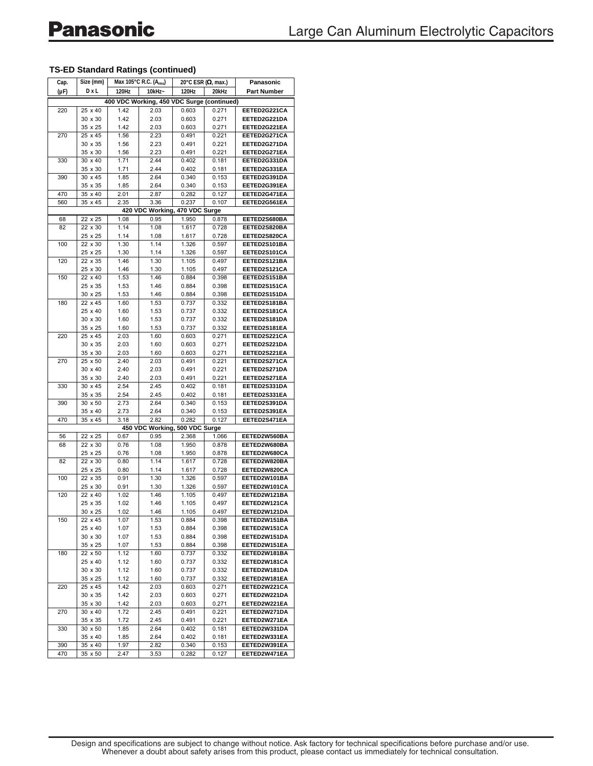### TS-ED Standard Ratings (continued)

| Cap. (µF) | Size (mm) D x L | Max 105°C R.C. ($A_{rms}$) 120Hz | 10kHz~ | 20°C ESR (Ω, max.) 120Hz | 20kHz | Panasonic Part Number |
|---|---|---|---|---|---|---|
| **400 VDC Working, 450 VDC Surge (continued)** | | | | | | |
| 220 | 25 x 40 | 1.42 | 2.03 | 0.603 | 0.271 | EETED2G221CA |
| | 30 x 30 | 1.42 | 2.03 | 0.603 | 0.271 | EETED2G221DA |
| | 35 x 25 | 1.42 | 2.03 | 0.603 | 0.271 | EETED2G221EA |
| 270 | 25 x 45 | 1.56 | 2.23 | 0.491 | 0.221 | EETED2G271CA |
| | 30 x 35 | 1.56 | 2.23 | 0.491 | 0.221 | EETED2G271DA |
| | 35 x 30 | 1.56 | 2.23 | 0.491 | 0.221 | EETED2G271EA |
| 330 | 30 x 40 | 1.71 | 2.44 | 0.402 | 0.181 | EETED2G331DA |
| | 35 x 30 | 1.71 | 2.44 | 0.402 | 0.181 | EETED2G331EA |
| 390 | 30 x 45 | 1.85 | 2.64 | 0.340 | 0.153 | EETED2G391DA |
| | 35 x 35 | 1.85 | 2.64 | 0.340 | 0.153 | EETED2G391EA |
| 470 | 35 x 40 | 2.01 | 2.87 | 0.282 | 0.127 | EETED2G471EA |
| 560 | 35 x 45 | 2.35 | 3.36 | 0.237 | 0.107 | EETED2G561EA |
| **420 VDC Working, 470 VDC Surge** | | | | | | |
| 68 | 22 x 25 | 1.08 | 0.95 | 1.950 | 0.878 | EETED2S680BA |
| 82 | 22 x 30 | 1.14 | 1.08 | 1.617 | 0.728 | EETED2S820BA |
| | 25 x 25 | 1.14 | 1.08 | 1.617 | 0.728 | EETED2S820CA |
| 100 | 22 x 30 | 1.30 | 1.14 | 1.326 | 0.597 | EETED2S101BA |
| | 25 x 25 | 1.30 | 1.14 | 1.326 | 0.597 | EETED2S101CA |
| 120 | 22 x 35 | 1.46 | 1.30 | 1.105 | 0.497 | EETED2S121BA |
| | 25 x 30 | 1.46 | 1.30 | 1.105 | 0.497 | EETED2S121CA |
| 150 | 22 x 40 | 1.53 | 1.46 | 0.884 | 0.398 | EETED2S151BA |
| | 25 x 35 | 1.53 | 1.46 | 0.884 | 0.398 | EETED2S151CA |
| | 30 x 25 | 1.53 | 1.46 | 0.884 | 0.398 | EETED2S151DA |
| 180 | 22 x 45 | 1.60 | 1.53 | 0.737 | 0.332 | EETED2S181BA |
| | 25 x 40 | 1.60 | 1.53 | 0.737 | 0.332 | EETED2S181CA |
| | 30 x 30 | 1.60 | 1.53 | 0.737 | 0.332 | EETED2S181DA |
| | 35 x 25 | 1.60 | 1.53 | 0.737 | 0.332 | EETED2S181EA |
| 220 | 25 x 45 | 2.03 | 1.60 | 0.603 | 0.271 | EETED2S221CA |
| | 30 x 35 | 2.03 | 1.60 | 0.603 | 0.271 | EETED2S221DA |
| | 35 x 30 | 2.03 | 1.60 | 0.603 | 0.271 | EETED2S221EA |
| 270 | 25 x 50 | 2.40 | 2.03 | 0.491 | 0.221 | EETED2S271CA |
| | 30 x 40 | 2.40 | 2.03 | 0.491 | 0.221 | EETED2S271DA |
| | 35 x 30 | 2.40 | 2.03 | 0.491 | 0.221 | EETED2S271EA |
| 330 | 30 x 45 | 2.54 | 2.45 | 0.402 | 0.181 | EETED2S331DA |
| | 35 x 35 | 2.54 | 2.45 | 0.402 | 0.181 | EETED2S331EA |
| 390 | 30 x 50 | 2.73 | 2.64 | 0.340 | 0.153 | EETED2S391DA |
| | 35 x 40 | 2.73 | 2.64 | 0.340 | 0.153 | EETED2S391EA |
| 470 | 35 x 45 | 3.18 | 2.82 | 0.282 | 0.127 | EETED2S471EA |
| **450 VDC Working, 500 VDC Surge** | | | | | | |
| 56 | 22 x 25 | 0.67 | 0.95 | 2.368 | 1.066 | EETED2W560BA |
| 68 | 22 x 30 | 0.76 | 1.08 | 1.950 | 0.878 | EETED2W680BA |
| | 25 x 25 | 0.76 | 1.08 | 1.950 | 0.878 | EETED2W680CA |
| 82 | 22 x 30 | 0.80 | 1.14 | 1.617 | 0.728 | EETED2W820BA |
| | 25 x 25 | 0.80 | 1.14 | 1.617 | 0.728 | EETED2W820CA |
| 100 | 22 x 35 | 0.91 | 1.30 | 1.326 | 0.597 | EETED2W101BA |
| | 25 x 30 | 0.91 | 1.30 | 1.326 | 0.597 | EETED2W101CA |
| 120 | 22 x 40 | 1.02 | 1.46 | 1.105 | 0.497 | EETED2W121BA |
| | 25 x 35 | 1.02 | 1.46 | 1.105 | 0.497 | EETED2W121CA |
| | 30 x 25 | 1.02 | 1.46 | 1.105 | 0.497 | EETED2W121DA |
| 150 | 22 x 45 | 1.07 | 1.53 | 0.884 | 0.398 | EETED2W151BA |
| | 25 x 40 | 1.07 | 1.53 | 0.884 | 0.398 | EETED2W151CA |
| | 30 x 30 | 1.07 | 1.53 | 0.884 | 0.398 | EETED2W151DA |
| | 35 x 25 | 1.07 | 1.53 | 0.884 | 0.398 | EETED2W151EA |
| 180 | 22 x 50 | 1.12 | 1.60 | 0.737 | 0.332 | EETED2W181BA |
| | 25 x 40 | 1.12 | 1.60 | 0.737 | 0.332 | EETED2W181CA |
| | 30 x 30 | 1.12 | 1.60 | 0.737 | 0.332 | EETED2W181DA |
| | 35 x 25 | 1.12 | 1.60 | 0.737 | 0.332 | EETED2W181EA |
| 220 | 25 x 45 | 1.42 | 2.03 | 0.603 | 0.271 | EETED2W221CA |
| | 30 x 35 | 1.42 | 2.03 | 0.603 | 0.271 | EETED2W221DA |
| | 35 x 30 | 1.42 | 2.03 | 0.603 | 0.271 | EETED2W221EA |
| 270 | 30 x 40 | 1.72 | 2.45 | 0.491 | 0.221 | EETED2W271DA |
| | 35 x 35 | 1.72 | 2.45 | 0.491 | 0.221 | EETED2W271EA |
| 330 | 30 x 50 | 1.85 | 2.64 | 0.402 | 0.181 | EETED2W331DA |
| | 35 x 40 | 1.85 | 2.64 | 0.402 | 0.181 | EETED2W331EA |
| 390 | 35 x 40 | 1.97 | 2.82 | 0.340 | 0.153 | EETED2W391EA |
| 470 | 35 x 50 | 2.47 | 3.53 | 0.282 | 0.127 | EETED2W471EA |